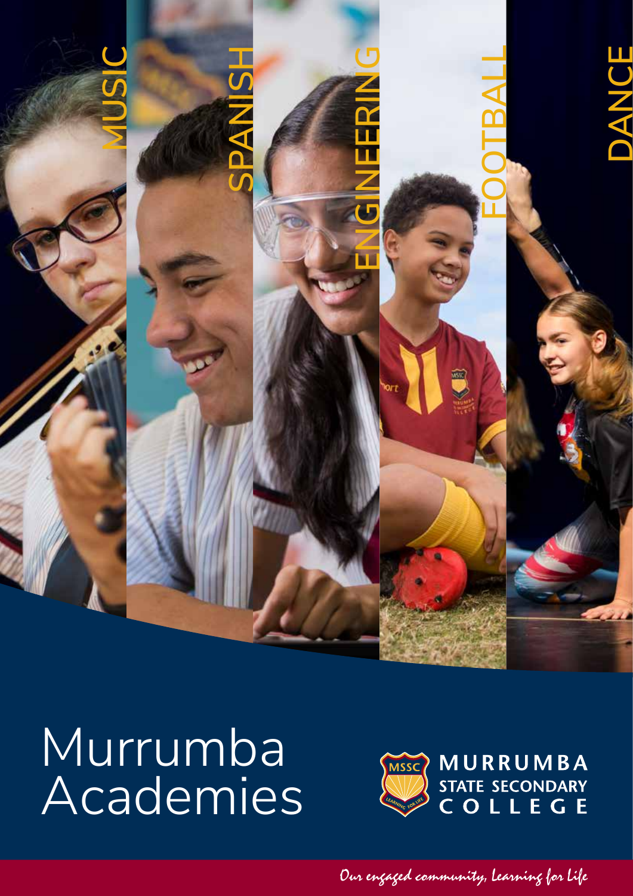MUSIC

SPANISH

ENGINEERING

FOOTBALL

DANCE

# Murrumba Academies

MURRUMBA STATE SECONDARY COLLEGE

*Our engaged community, Learning for Life*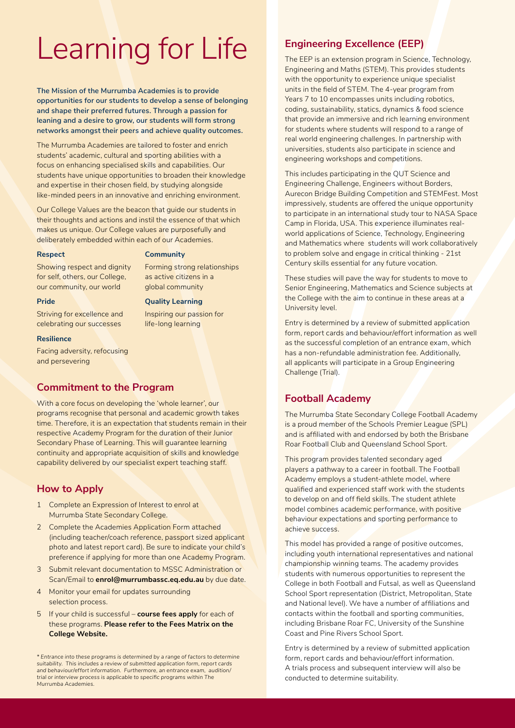# Learning for Life

**The Mission of the Murrumba Academies is to provide opportunities for our students to develop a sense of belonging and shape their preferred futures. Through a passion for leaning and a desire to grow, our students will form strong networks amongst their peers and achieve quality outcomes.**

The Murrumba Academies are tailored to foster and enrich students' academic, cultural and sporting abilities with a focus on enhancing specialised skills and capabilities. Our students have unique opportunities to broaden their knowledge and expertise in their chosen field, by studying alongside like-minded peers in an innovative and enriching environment.

Our College Values are the beacon that guide our students in their thoughts and actions and instil the essence of that which makes us unique. Our College values are purposefully and deliberately embedded within each of our Academies.

**Respect**

Showing respect and dignity for self, others, our College, our community, our world

**Community**

Forming strong relationships as active citizens in a global community

**Pride**

Striving for excellence and celebrating our successes

**Quality Learning**

Inspiring our passion for life-long learning

**Resilience**

Facing adversity, refocusing and persevering

## Commitment to the Program

With a core focus on developing the 'whole learner', our programs recognise that personal and academic growth takes time. Therefore, it is an expectation that students remain in their respective Academy Program for the duration of their Junior Secondary Phase of Learning. This will guarantee learning continuity and appropriate acquisition of skills and knowledge capability delivered by our specialist expert teaching staff.

## How to Apply

1. Complete an Expression of Interest to enrol at Murrumba State Secondary College.
2. Complete the Academies Application Form attached (including teacher/coach reference, passport sized applicant photo and latest report card). Be sure to indicate your child's preference if applying for more than one Academy Program.
3. Submit relevant documentation to MSSC Administration or Scan/Email to **enrol@murrumbassc.eq.edu.au** by due date.
4. Monitor your email for updates surrounding selection process.
5. If your child is successful – **course fees apply** for each of these programs. **Please refer to the Fees Matrix on the College Website.**

*\* Entrance into these programs is determined by a range of factors to determine suitability. This includes a review of submitted application form, report cards and behaviour/effort information. Furthermore, an entrance exam, audition/trial or interview process is applicable to specific programs within The Murrumba Academies.*

## Engineering Excellence (EEP)

The EEP is an extension program in Science, Technology, Engineering and Maths (STEM). This provides students with the opportunity to experience unique specialist units in the field of STEM. The 4-year program from Years 7 to 10 encompasses units including robotics, coding, sustainability, statics, dynamics & food science that provide an immersive and rich learning environment for students where students will respond to a range of real world engineering challenges. In partnership with universities, students also participate in science and engineering workshops and competitions.

This includes participating in the QUT Science and Engineering Challenge, Engineers without Borders, Aurecon Bridge Building Competition and STEMFest. Most impressively, students are offered the unique opportunity to participate in an international study tour to NASA Space Camp in Florida, USA. This experience illuminates real-world applications of Science, Technology, Engineering and Mathematics where students will work collaboratively to problem solve and engage in critical thinking - 21st Century skills essential for any future vocation.

These studies will pave the way for students to move to Senior Engineering, Mathematics and Science subjects at the College with the aim to continue in these areas at a University level.

Entry is determined by a review of submitted application form, report cards and behaviour/effort information as well as the successful completion of an entrance exam, which has a non-refundable administration fee. Additionally, all applicants will participate in a Group Engineering Challenge (Trial).

## Football Academy

The Murrumba State Secondary College Football Academy is a proud member of the Schools Premier League (SPL) and is affiliated with and endorsed by both the Brisbane Roar Football Club and Queensland School Sport.

This program provides talented secondary aged players a pathway to a career in football. The Football Academy employs a student-athlete model, where qualified and experienced staff work with the students to develop on and off field skills. The student athlete model combines academic performance, with positive behaviour expectations and sporting performance to achieve success.

This model has provided a range of positive outcomes, including youth international representatives and national championship winning teams. The academy provides students with numerous opportunities to represent the College in both Football and Futsal, as well as Queensland School Sport representation (District, Metropolitan, State and National level). We have a number of affiliations and contacts within the football and sporting communities, including Brisbane Roar FC, University of the Sunshine Coast and Pine Rivers School Sport.

Entry is determined by a review of submitted application form, report cards and behaviour/effort information. A trials process and subsequent interview will also be conducted to determine suitability.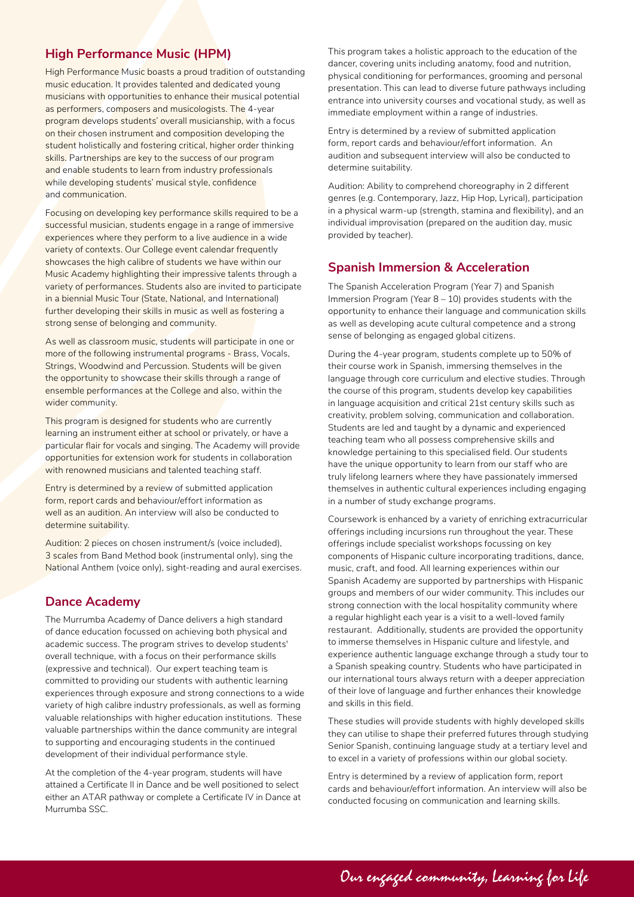## High Performance Music (HPM)

High Performance Music boasts a proud tradition of outstanding music education. It provides talented and dedicated young musicians with opportunities to enhance their musical potential as performers, composers and musicologists. The 4-year program develops students' overall musicianship, with a focus on their chosen instrument and composition developing the student holistically and fostering critical, higher order thinking skills. Partnerships are key to the success of our program and enable students to learn from industry professionals while developing students' musical style, confidence and communication.

Focusing on developing key performance skills required to be a successful musician, students engage in a range of immersive experiences where they perform to a live audience in a wide variety of contexts. Our College event calendar frequently showcases the high calibre of students we have within our Music Academy highlighting their impressive talents through a variety of performances. Students also are invited to participate in a biennial Music Tour (State, National, and International) further developing their skills in music as well as fostering a strong sense of belonging and community.

As well as classroom music, students will participate in one or more of the following instrumental programs - Brass, Vocals, Strings, Woodwind and Percussion. Students will be given the opportunity to showcase their skills through a range of ensemble performances at the College and also, within the wider community.

This program is designed for students who are currently learning an instrument either at school or privately, or have a particular flair for vocals and singing. The Academy will provide opportunities for extension work for students in collaboration with renowned musicians and talented teaching staff.

Entry is determined by a review of submitted application form, report cards and behaviour/effort information as well as an audition. An interview will also be conducted to determine suitability.

Audition: 2 pieces on chosen instrument/s (voice included), 3 scales from Band Method book (instrumental only), sing the National Anthem (voice only), sight-reading and aural exercises.

## Dance Academy

The Murrumba Academy of Dance delivers a high standard of dance education focussed on achieving both physical and academic success. The program strives to develop students' overall technique, with a focus on their performance skills (expressive and technical). Our expert teaching team is committed to providing our students with authentic learning experiences through exposure and strong connections to a wide variety of high calibre industry professionals, as well as forming valuable relationships with higher education institutions. These valuable partnerships within the dance community are integral to supporting and encouraging students in the continued development of their individual performance style.

At the completion of the 4-year program, students will have attained a Certificate II in Dance and be well positioned to select either an ATAR pathway or complete a Certificate IV in Dance at Murrumba SSC.

This program takes a holistic approach to the education of the dancer, covering units including anatomy, food and nutrition, physical conditioning for performances, grooming and personal presentation. This can lead to diverse future pathways including entrance into university courses and vocational study, as well as immediate employment within a range of industries.

Entry is determined by a review of submitted application form, report cards and behaviour/effort information. An audition and subsequent interview will also be conducted to determine suitability.

Audition: Ability to comprehend choreography in 2 different genres (e.g. Contemporary, Jazz, Hip Hop, Lyrical), participation in a physical warm-up (strength, stamina and flexibility), and an individual improvisation (prepared on the audition day, music provided by teacher).

## Spanish Immersion & Acceleration

The Spanish Acceleration Program (Year 7) and Spanish Immersion Program (Year 8 – 10) provides students with the opportunity to enhance their language and communication skills as well as developing acute cultural competence and a strong sense of belonging as engaged global citizens.

During the 4-year program, students complete up to 50% of their course work in Spanish, immersing themselves in the language through core curriculum and elective studies. Through the course of this program, students develop key capabilities in language acquisition and critical 21st century skills such as creativity, problem solving, communication and collaboration. Students are led and taught by a dynamic and experienced teaching team who all possess comprehensive skills and knowledge pertaining to this specialised field. Our students have the unique opportunity to learn from our staff who are truly lifelong learners where they have passionately immersed themselves in authentic cultural experiences including engaging in a number of study exchange programs.

Coursework is enhanced by a variety of enriching extracurricular offerings including incursions run throughout the year. These offerings include specialist workshops focussing on key components of Hispanic culture incorporating traditions, dance, music, craft, and food. All learning experiences within our Spanish Academy are supported by partnerships with Hispanic groups and members of our wider community. This includes our strong connection with the local hospitality community where a regular highlight each year is a visit to a well-loved family restaurant. Additionally, students are provided the opportunity to immerse themselves in Hispanic culture and lifestyle, and experience authentic language exchange through a study tour to a Spanish speaking country. Students who have participated in our international tours always return with a deeper appreciation of their love of language and further enhances their knowledge and skills in this field.

These studies will provide students with highly developed skills they can utilise to shape their preferred futures through studying Senior Spanish, continuing language study at a tertiary level and to excel in a variety of professions within our global society.

Entry is determined by a review of application form, report cards and behaviour/effort information. An interview will also be conducted focusing on communication and learning skills.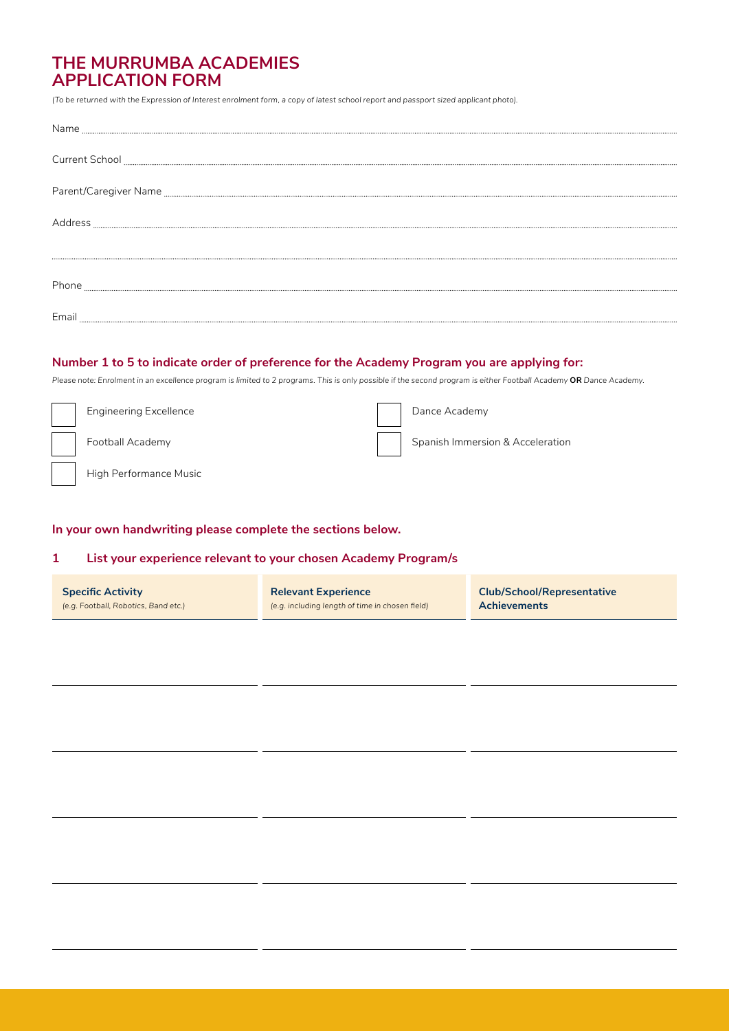# THE MURRUMBA ACADEMIES APPLICATION FORM

*(To be returned with the Expression of Interest enrolment form, a copy of latest school report and passport sized applicant photo).*

Name ..........................................................................................

Current School ..........................................................................................

Parent/Caregiver Name ..........................................................................................

Address ..........................................................................................

..........................................................................................

Phone ..........................................................................................

Email ..........................................................................................

## Number 1 to 5 to indicate order of preference for the Academy Program you are applying for:

*Please note: Enrolment in an excellence program is limited to 2 programs. This is only possible if the second program is either Football Academy **OR** Dance Academy.*

- ☐ Engineering Excellence
- ☐ Football Academy
- ☐ High Performance Music
- ☐ Dance Academy
- ☐ Spanish Immersion & Acceleration

## In your own handwriting please complete the sections below.

### 1 List your experience relevant to your chosen Academy Program/s

| **Specific Activity** *(e.g. Football, Robotics, Band etc.)* | **Relevant Experience** *(e.g. including length of time in chosen field)* | **Club/School/Representative Achievements** |
|---|---|---|
| | | |
| | | |
| | | |
| | | |
| | | |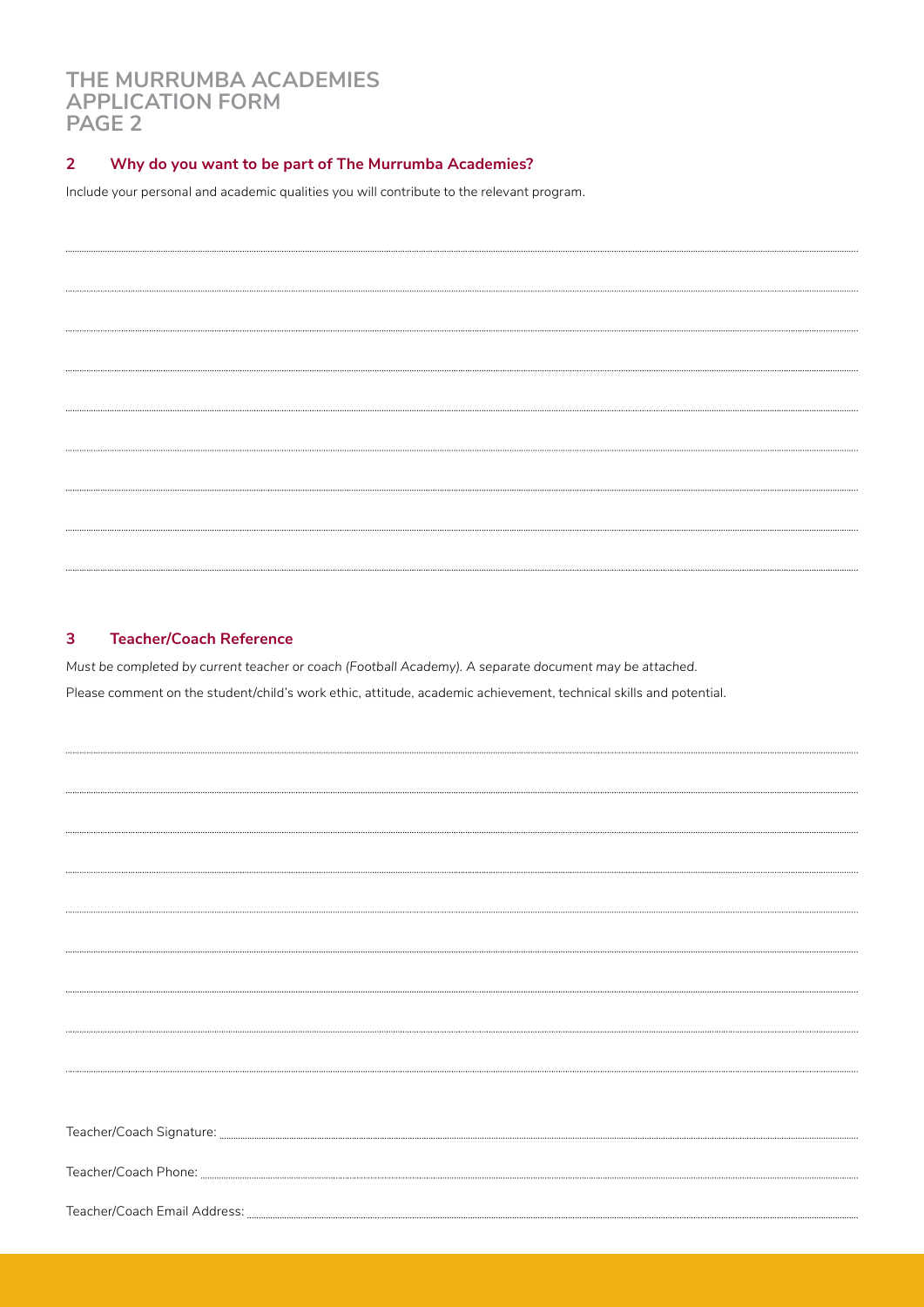# THE MURRUMBA ACADEMIES APPLICATION FORM PAGE 2

## 2 Why do you want to be part of The Murrumba Academies?

Include your personal and academic qualities you will contribute to the relevant program.

## 3 Teacher/Coach Reference

*Must be completed by current teacher or coach (Football Academy). A separate document may be attached.*

Please comment on the student/child's work ethic, attitude, academic achievement, technical skills and potential.

Teacher/Coach Signature: ______________________

Teacher/Coach Phone: ______________________

Teacher/Coach Email Address: ______________________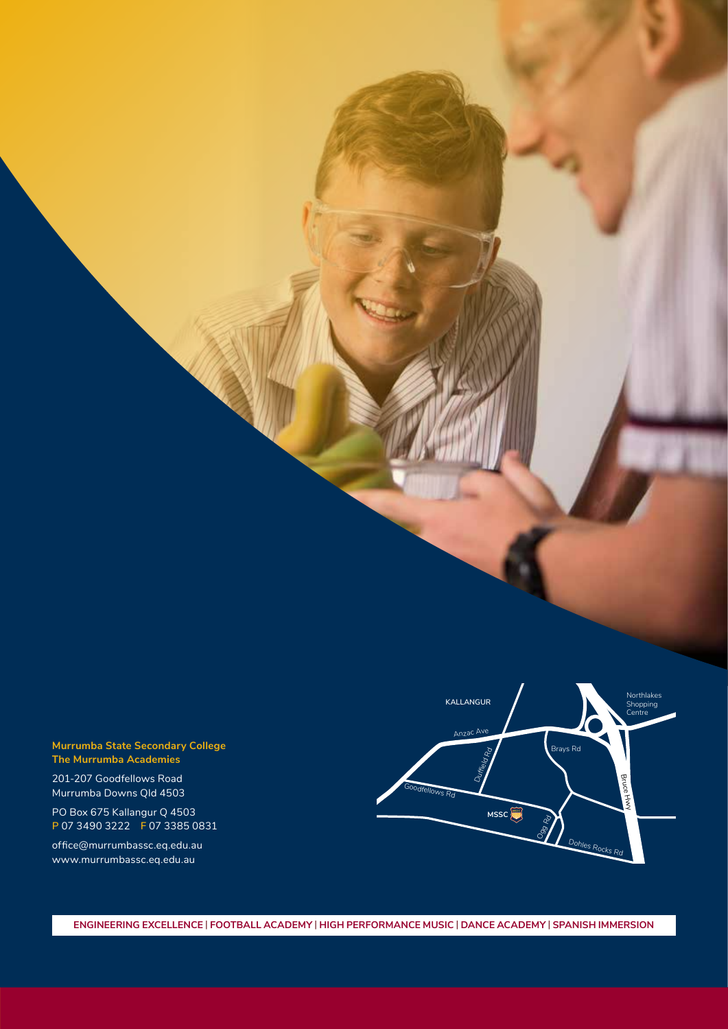**Murrumba State Secondary College**
**The Murrumba Academies**

201-207 Goodfellows Road
Murrumba Downs Qld 4503

PO Box 675 Kallangur Q 4503
P 07 3490 3222 F 07 3385 0831

office@murrumbassc.eq.edu.au
www.murrumbassc.eq.edu.au

KALLANGUR

Northlakes Shopping Centre

Anzac Ave

Duffield Rd

Brays Rd

Goodfellows Rd

Bruce Hwy

MSSC

Ogg Rd

Dohles Rocks Rd

**ENGINEERING EXCELLENCE | FOOTBALL ACADEMY | HIGH PERFORMANCE MUSIC | DANCE ACADEMY | SPANISH IMMERSION**